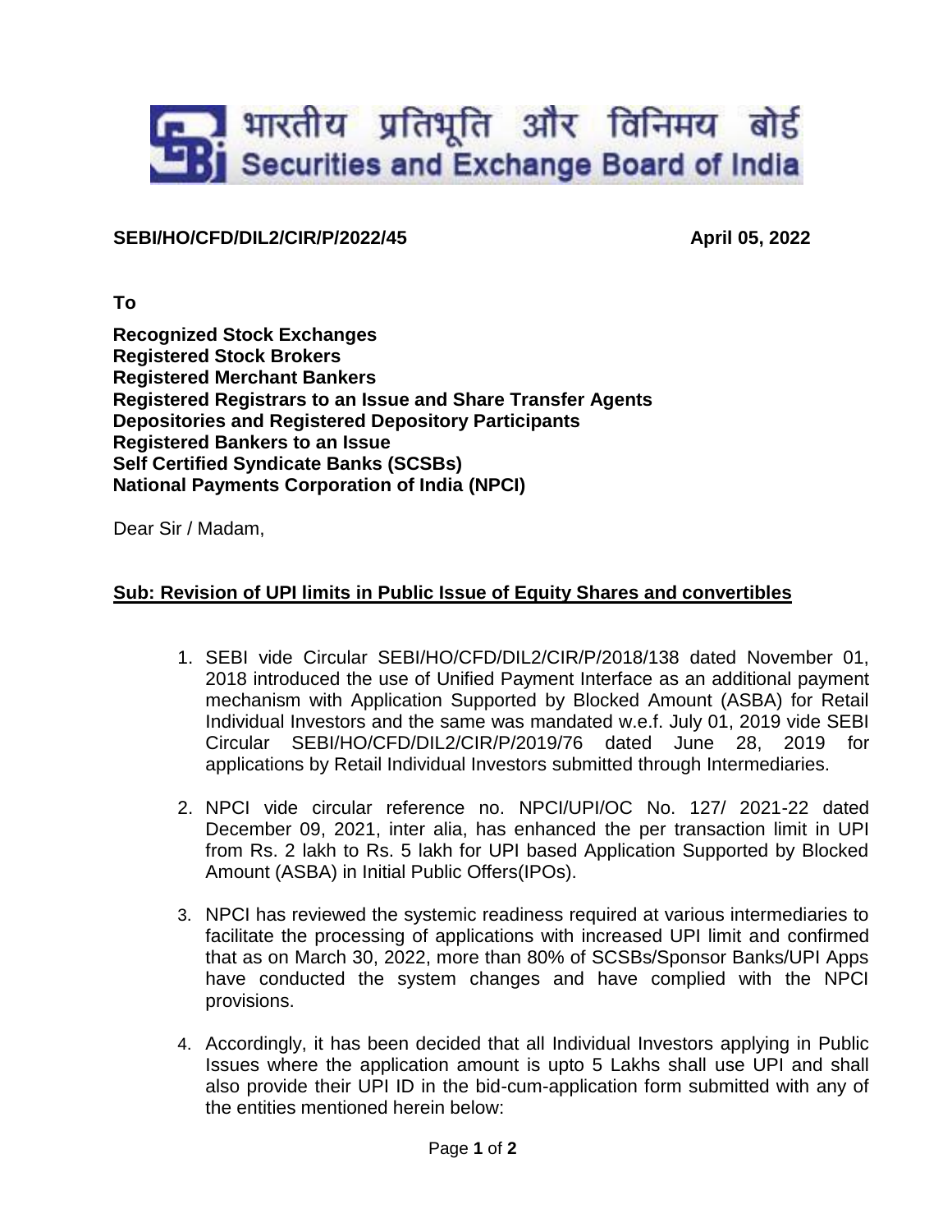भारतीय प्रतिभूति और विनिमय बोर्ड
Securities and Exchange Board of India

**SEBI/HO/CFD/DIL2/CIR/P/2022/45** **April 05, 2022**

**To**

**Recognized Stock Exchanges**
**Registered Stock Brokers**
**Registered Merchant Bankers**
**Registered Registrars to an Issue and Share Transfer Agents**
**Depositories and Registered Depository Participants**
**Registered Bankers to an Issue**
**Self Certified Syndicate Banks (SCSBs)**
**National Payments Corporation of India (NPCI)**

Dear Sir / Madam,

## Sub: Revision of UPI limits in Public Issue of Equity Shares and convertibles

1. SEBI vide Circular SEBI/HO/CFD/DIL2/CIR/P/2018/138 dated November 01, 2018 introduced the use of Unified Payment Interface as an additional payment mechanism with Application Supported by Blocked Amount (ASBA) for Retail Individual Investors and the same was mandated w.e.f. July 01, 2019 vide SEBI Circular SEBI/HO/CFD/DIL2/CIR/P/2019/76 dated June 28, 2019 for applications by Retail Individual Investors submitted through Intermediaries.

2. NPCI vide circular reference no. NPCI/UPI/OC No. 127/ 2021-22 dated December 09, 2021, inter alia, has enhanced the per transaction limit in UPI from Rs. 2 lakh to Rs. 5 lakh for UPI based Application Supported by Blocked Amount (ASBA) in Initial Public Offers(IPOs).

3. NPCI has reviewed the systemic readiness required at various intermediaries to facilitate the processing of applications with increased UPI limit and confirmed that as on March 30, 2022, more than 80% of SCSBs/Sponsor Banks/UPI Apps have conducted the system changes and have complied with the NPCI provisions.

4. Accordingly, it has been decided that all Individual Investors applying in Public Issues where the application amount is upto 5 Lakhs shall use UPI and shall also provide their UPI ID in the bid-cum-application form submitted with any of the entities mentioned herein below: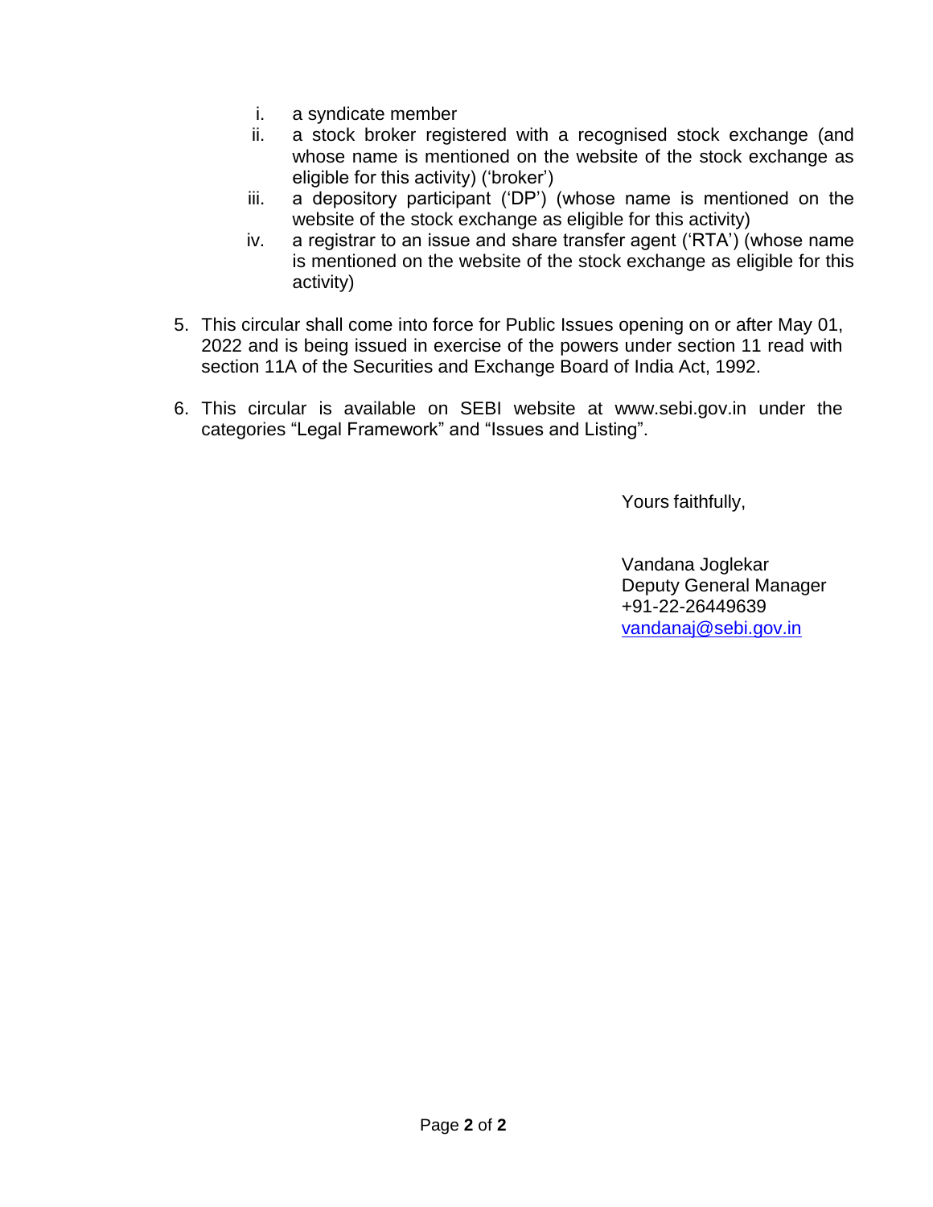i. a syndicate member
ii. a stock broker registered with a recognised stock exchange (and whose name is mentioned on the website of the stock exchange as eligible for this activity) (‘broker’)
iii. a depository participant (‘DP’) (whose name is mentioned on the website of the stock exchange as eligible for this activity)
iv. a registrar to an issue and share transfer agent (‘RTA’) (whose name is mentioned on the website of the stock exchange as eligible for this activity)

5. This circular shall come into force for Public Issues opening on or after May 01, 2022 and is being issued in exercise of the powers under section 11 read with section 11A of the Securities and Exchange Board of India Act, 1992.

6. This circular is available on SEBI website at www.sebi.gov.in under the categories “Legal Framework” and “Issues and Listing”.

Yours faithfully,

Vandana Joglekar
Deputy General Manager
+91-22-26449639
vandanaj@sebi.gov.in